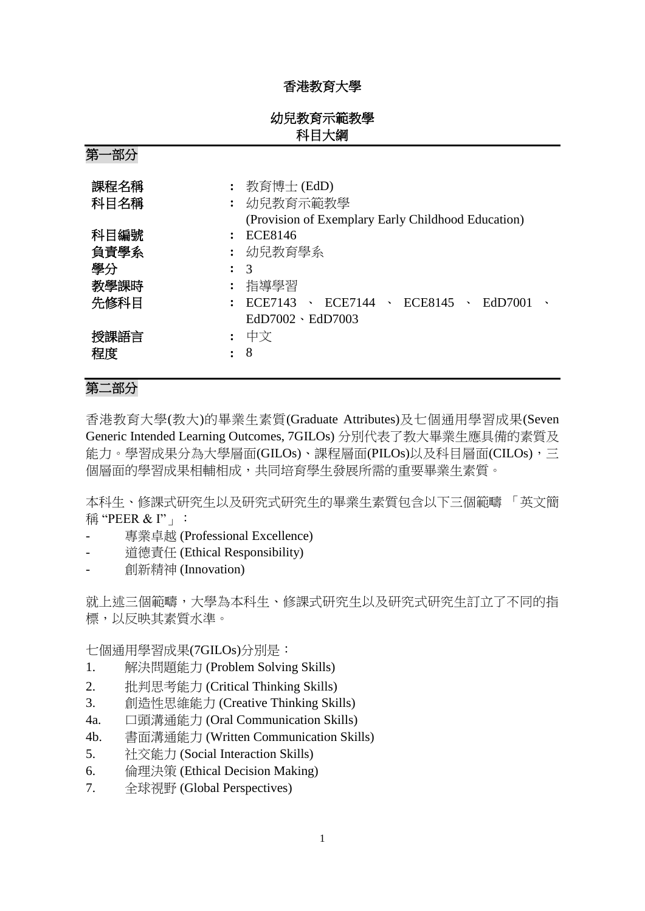# 香港教育大學

## 幼兒教育示範教學
## 科目大綱

## 第一部分

| | | |
|---|---|---|
| 課程名稱 | : | 教育博士 (EdD) |
| 科目名稱 | : | 幼兒教育示範教學 (Provision of Exemplary Early Childhood Education) |
| 科目編號 | : | ECE8146 |
| 負責學系 | : | 幼兒教育學系 |
| 學分 | : | 3 |
| 教學課時 | : | 指導學習 |
| 先修科目 | : | ECE7143 、 ECE7144 、 ECE8145 、 EdD7001 、 EdD7002、EdD7003 |
| 授課語言 | : | 中文 |
| 程度 | : | 8 |

## 第二部分

香港教育大學(教大)的畢業生素質(Graduate Attributes)及七個通用學習成果(Seven Generic Intended Learning Outcomes, 7GILOs) 分別代表了教大畢業生應具備的素質及能力。學習成果分為大學層面(GILOs)、課程層面(PILOs)以及科目層面(CILOs)，三個層面的學習成果相輔相成，共同培育學生發展所需的重要畢業生素質。

本科生、修課式研究生以及研究式研究生的畢業生素質包含以下三個範疇 「英文簡稱 “PEER & I”」：

- 專業卓越 (Professional Excellence)
- 道德責任 (Ethical Responsibility)
- 創新精神 (Innovation)

就上述三個範疇，大學為本科生、修課式研究生以及研究式研究生訂立了不同的指標，以反映其素質水準。

七個通用學習成果(7GILOs)分別是：

1. 解決問題能力 (Problem Solving Skills)
2. 批判思考能力 (Critical Thinking Skills)
3. 創造性思維能力 (Creative Thinking Skills)

4a. 口頭溝通能力 (Oral Communication Skills)

4b. 書面溝通能力 (Written Communication Skills)

5. 社交能力 (Social Interaction Skills)
6. 倫理決策 (Ethical Decision Making)
7. 全球視野 (Global Perspectives)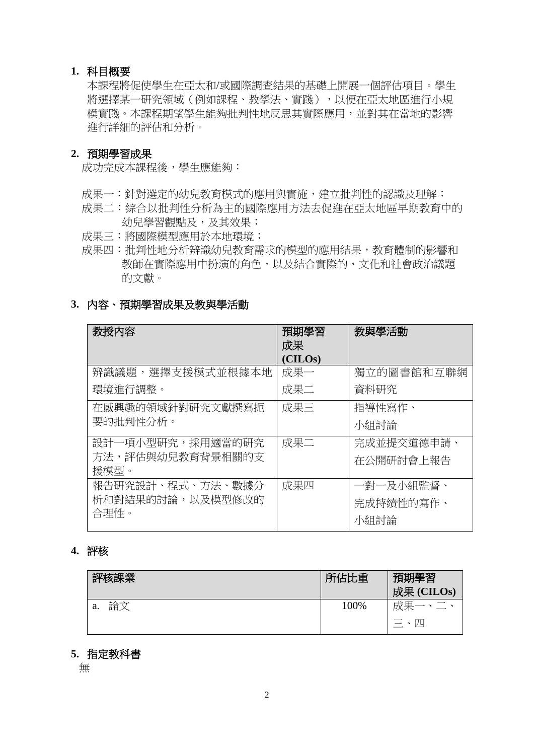## 1. 科目概要

本課程將促使學生在亞太和/或國際調查結果的基礎上開展一個評估項目。學生將選擇某一研究領域（例如課程、教學法、實踐），以便在亞太地區進行小規模實踐。本課程期望學生能夠批判性地反思其實際應用，並對其在當地的影響進行詳細的評估和分析。

## 2. 預期學習成果

成功完成本課程後，學生應能夠：

成果一：針對選定的幼兒教育模式的應用與實施，建立批判性的認識及理解；

成果二：綜合以批判性分析為主的國際應用方法去促進在亞太地區早期教育中的幼兒學習觀點，及其效果；

成果三：將國際模型應用於本地環境；

成果四：批判性地分析辨識幼兒教育需求的模型的應用結果，教育體制的影響和教師在實際應用中扮演的角色，以及結合實際的、文化和社會政治議題的文獻。

## 3. 內容、預期學習成果及教與學活動

| 教授內容 | 預期學習成果 (CILOs) | 教與學活動 |
|---|---|---|
| 辨識議題，選擇支援模式並根據本地環境進行調整。 | 成果一<br>成果二 | 獨立的圖書館和互聯網資料研究 |
| 在感興趣的領域針對研究文獻撰寫扼要的批判性分析。 | 成果三 | 指導性寫作、<br>小組討論 |
| 設計一項小型研究，採用適當的研究方法，評估與幼兒教育背景相關的支援模型。 | 成果二 | 完成並提交道德申請、<br>在公開研討會上報告 |
| 報告研究設計、程式、方法、數據分析和對結果的討論，以及模型修改的合理性。 | 成果四 | 一對一及小組監督、<br>完成持續性的寫作、<br>小組討論 |

## 4. 評核

| 評核課業 | 所佔比重 | 預期學習成果 (CILOs) |
|---|---|---|
| a. 論文 | 100% | 成果一、二、三、四 |

## 5. 指定教科書

無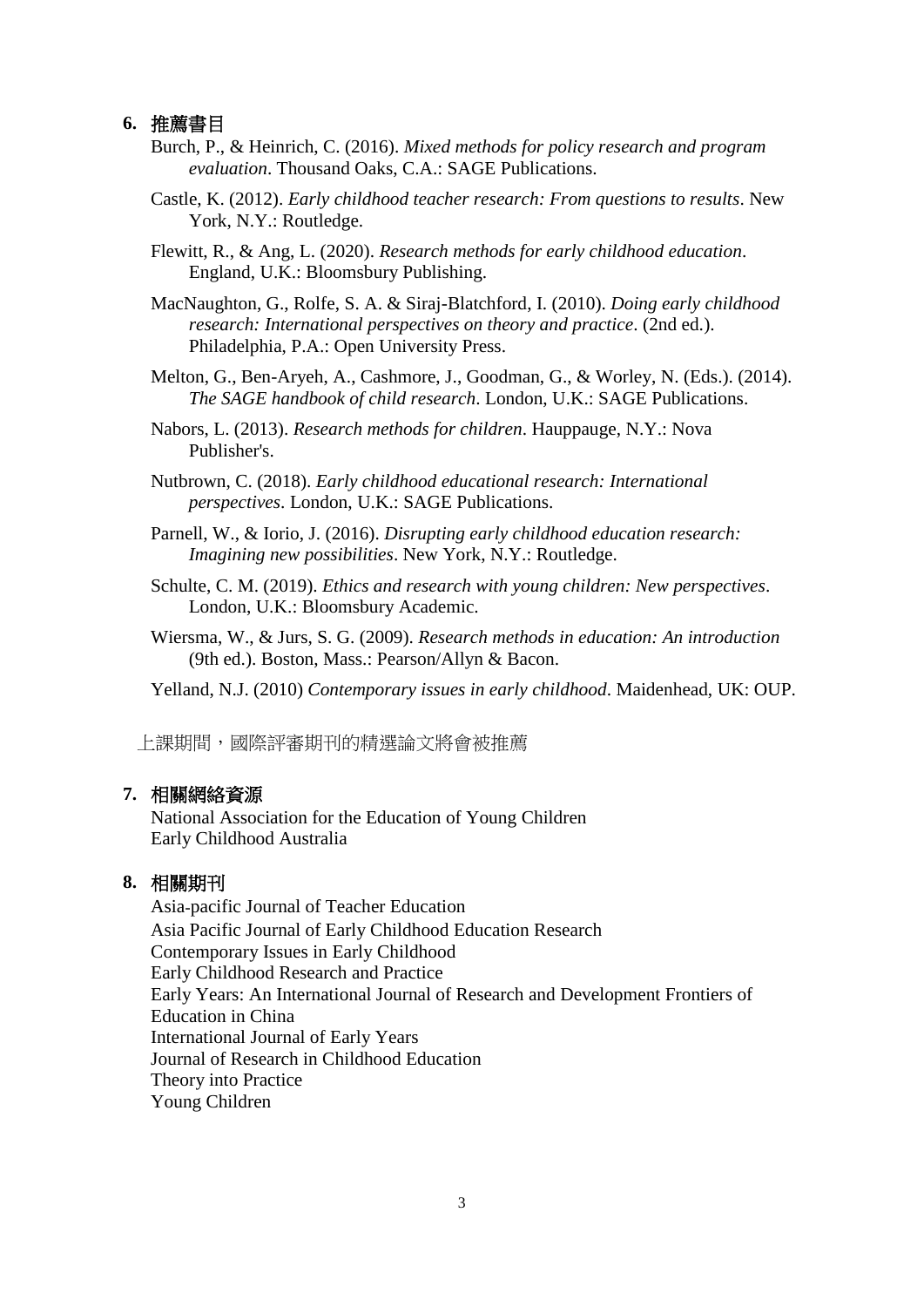## 6. 推薦書目

Burch, P., & Heinrich, C. (2016). *Mixed methods for policy research and program evaluation*. Thousand Oaks, C.A.: SAGE Publications.

Castle, K. (2012). *Early childhood teacher research: From questions to results*. New York, N.Y.: Routledge.

Flewitt, R., & Ang, L. (2020). *Research methods for early childhood education*. England, U.K.: Bloomsbury Publishing.

MacNaughton, G., Rolfe, S. A. & Siraj-Blatchford, I. (2010). *Doing early childhood research: International perspectives on theory and practice*. (2nd ed.). Philadelphia, P.A.: Open University Press.

Melton, G., Ben-Aryeh, A., Cashmore, J., Goodman, G., & Worley, N. (Eds.). (2014). *The SAGE handbook of child research*. London, U.K.: SAGE Publications.

Nabors, L. (2013). *Research methods for children*. Hauppauge, N.Y.: Nova Publisher's.

Nutbrown, C. (2018). *Early childhood educational research: International perspectives*. London, U.K.: SAGE Publications.

Parnell, W., & Iorio, J. (2016). *Disrupting early childhood education research: Imagining new possibilities*. New York, N.Y.: Routledge.

Schulte, C. M. (2019). *Ethics and research with young children: New perspectives*. London, U.K.: Bloomsbury Academic.

Wiersma, W., & Jurs, S. G. (2009). *Research methods in education: An introduction* (9th ed.). Boston, Mass.: Pearson/Allyn & Bacon.

Yelland, N.J. (2010) *Contemporary issues in early childhood*. Maidenhead, UK: OUP.

上課期間，國際評審期刊的精選論文將會被推薦

## 7. 相關網絡資源

National Association for the Education of Young Children
Early Childhood Australia

## 8. 相關期刊

Asia-pacific Journal of Teacher Education
Asia Pacific Journal of Early Childhood Education Research
Contemporary Issues in Early Childhood
Early Childhood Research and Practice
Early Years: An International Journal of Research and Development Frontiers of Education in China
International Journal of Early Years
Journal of Research in Childhood Education
Theory into Practice
Young Children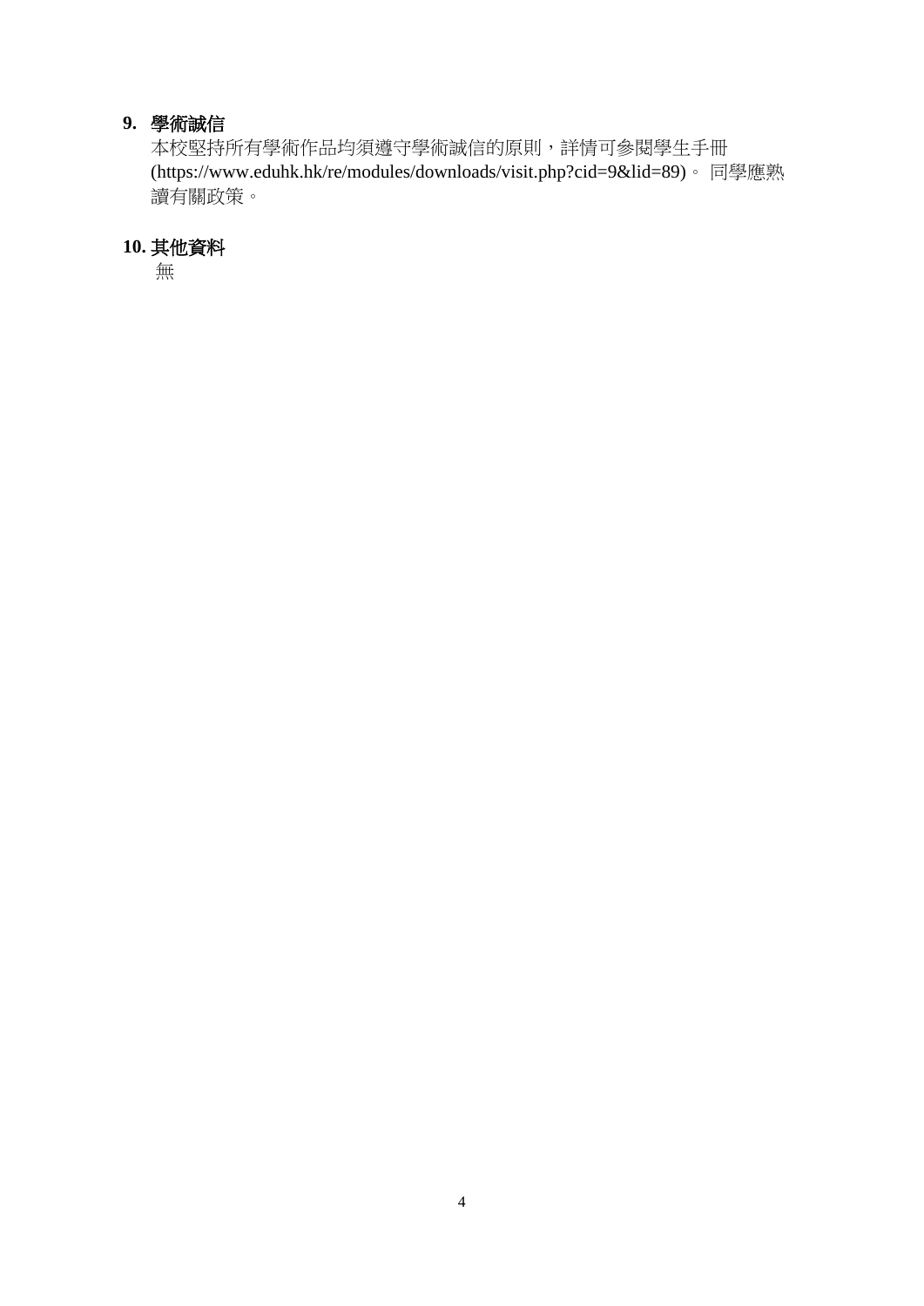## 9. 學術誠信

本校堅持所有學術作品均須遵守學術誠信的原則，詳情可參閱學生手冊 (https://www.eduhk.hk/re/modules/downloads/visit.php?cid=9&lid=89)。 同學應熟讀有關政策。

## 10. 其他資料

無